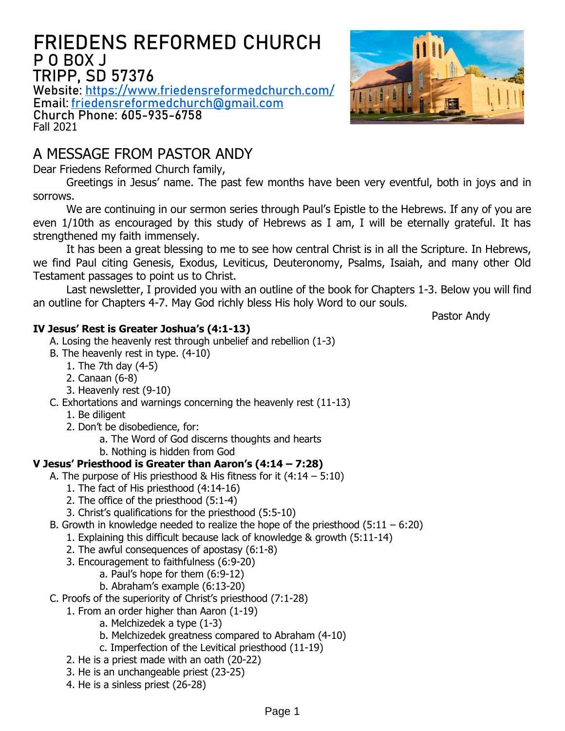# FRIEDENS REFORMED CHURCH
## P O BOX J
## TRIPP, SD 57376

**Website**: [https://www.friedensreformedchurch.com/](https://www.friedensreformedchurch.com/)
**Email**: [friedensreformedchurch@gmail.com](mailto:friedensreformedchurch@gmail.com)
**Church Phone**: 605-935-6758
Fall 2021

## A MESSAGE FROM PASTOR ANDY

Dear Friedens Reformed Church family,

Greetings in Jesus' name. The past few months have been very eventful, both in joys and in sorrows.

We are continuing in our sermon series through Paul's Epistle to the Hebrews. If any of you are even 1/10th as encouraged by this study of Hebrews as I am, I will be eternally grateful. It has strengthened my faith immensely.

It has been a great blessing to me to see how central Christ is in all the Scripture. In Hebrews, we find Paul citing Genesis, Exodus, Leviticus, Deuteronomy, Psalms, Isaiah, and many other Old Testament passages to point us to Christ.

Last newsletter, I provided you with an outline of the book for Chapters 1-3. Below you will find an outline for Chapters 4-7. May God richly bless His holy Word to our souls.

Pastor Andy

**IV Jesus' Rest is Greater Joshua's (4:1-13)**

- A. Losing the heavenly rest through unbelief and rebellion (1-3)
- B. The heavenly rest in type. (4-10)
  1. The 7th day (4-5)
  2. Canaan (6-8)
  3. Heavenly rest (9-10)
- C. Exhortations and warnings concerning the heavenly rest (11-13)
  1. Be diligent
  2. Don't be disobedience, for:
     - a. The Word of God discerns thoughts and hearts
     - b. Nothing is hidden from God

**V Jesus' Priesthood is Greater than Aaron's (4:14 – 7:28)**

- A. The purpose of His priesthood & His fitness for it (4:14 – 5:10)
  1. The fact of His priesthood (4:14-16)
  2. The office of the priesthood (5:1-4)
  3. Christ's qualifications for the priesthood (5:5-10)
- B. Growth in knowledge needed to realize the hope of the priesthood (5:11 – 6:20)
  1. Explaining this difficult because lack of knowledge & growth (5:11-14)
  2. The awful consequences of apostasy (6:1-8)
  3. Encouragement to faithfulness (6:9-20)
     - a. Paul's hope for them (6:9-12)
     - b. Abraham's example (6:13-20)
- C. Proofs of the superiority of Christ's priesthood (7:1-28)
  1. From an order higher than Aaron (1-19)
     - a. Melchizedek a type (1-3)
     - b. Melchizedek greatness compared to Abraham (4-10)
     - c. Imperfection of the Levitical priesthood (11-19)
  2. He is a priest made with an oath (20-22)
  3. He is an unchangeable priest (23-25)
  4. He is a sinless priest (26-28)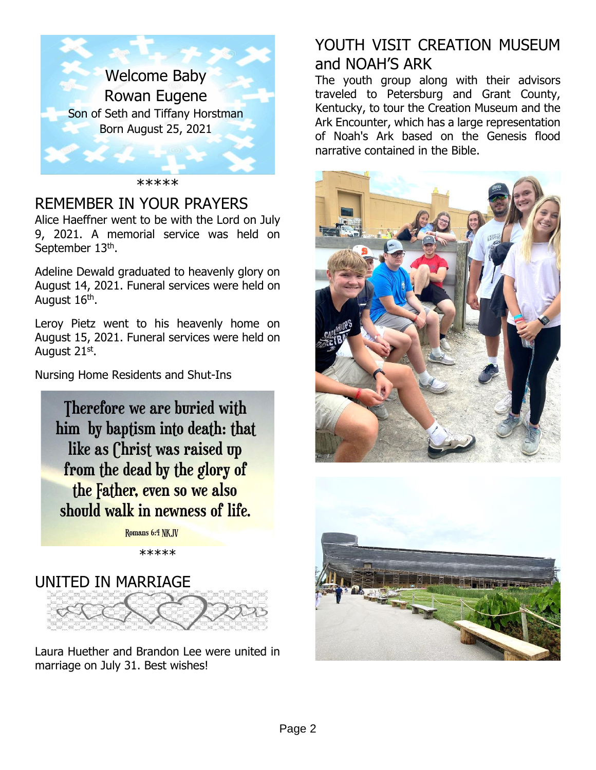Welcome Baby
Rowan Eugene
Son of Seth and Tiffany Horstman
Born August 25, 2021

*****

## REMEMBER IN YOUR PRAYERS

Alice Haeffner went to be with the Lord on July 9, 2021. A memorial service was held on September 13th.

Adeline Dewald graduated to heavenly glory on August 14, 2021. Funeral services were held on August 16th.

Leroy Pietz went to his heavenly home on August 15, 2021. Funeral services were held on August 21st.

Nursing Home Residents and Shut-Ins

Therefore we are buried with him by baptism into death: that like as Christ was raised up from the dead by the glory of the Father, even so we also should walk in newness of life.

Romans 6:4 NKJV

*****

## UNITED IN MARRIAGE

Laura Huether and Brandon Lee were united in marriage on July 31. Best wishes!

## YOUTH VISIT CREATION MUSEUM and NOAH'S ARK

The youth group along with their advisors traveled to Petersburg and Grant County, Kentucky, to tour the Creation Museum and the Ark Encounter, which has a large representation of Noah's Ark based on the Genesis flood narrative contained in the Bible.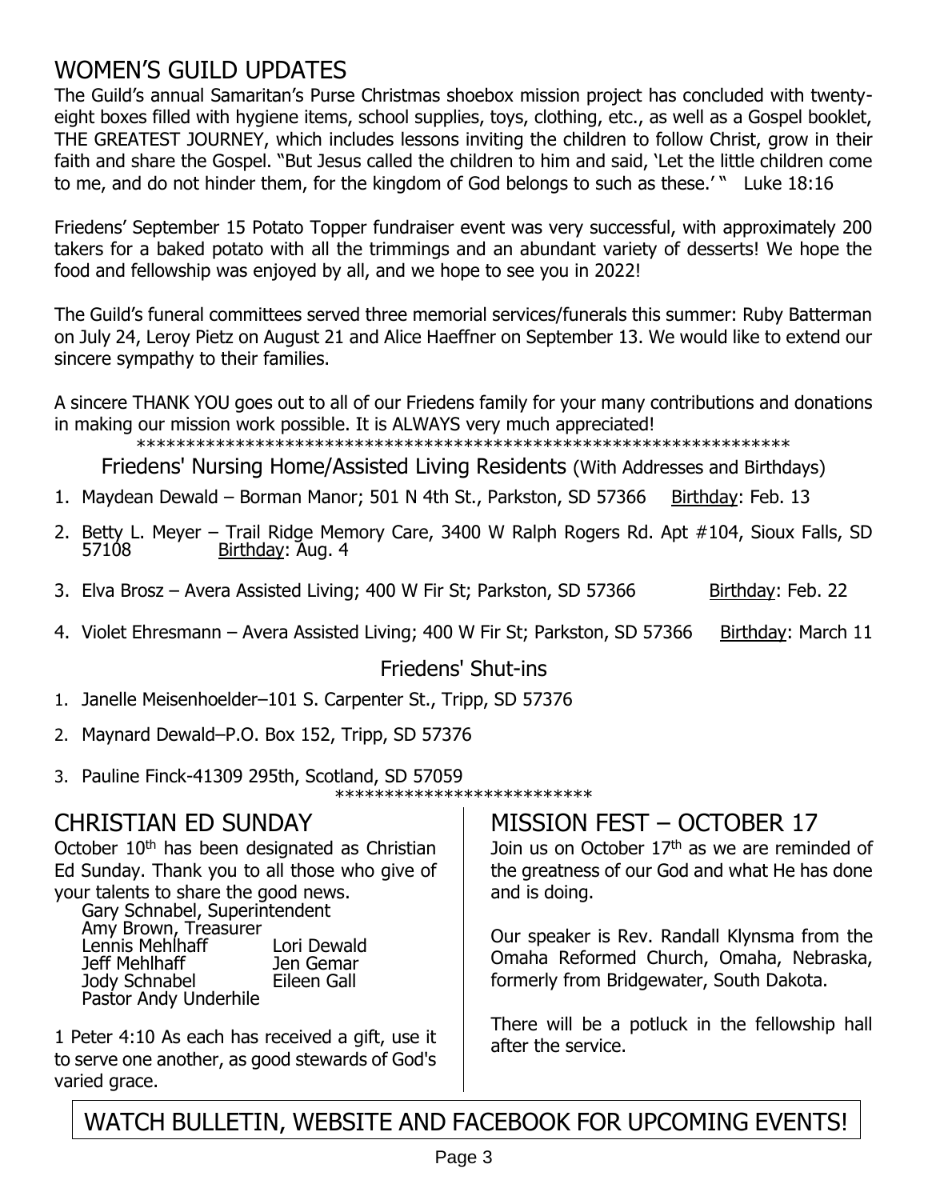## WOMEN'S GUILD UPDATES

The Guild's annual Samaritan's Purse Christmas shoebox mission project has concluded with twenty-eight boxes filled with hygiene items, school supplies, toys, clothing, etc., as well as a Gospel booklet, THE GREATEST JOURNEY, which includes lessons inviting the children to follow Christ, grow in their faith and share the Gospel. "But Jesus called the children to him and said, 'Let the little children come to me, and do not hinder them, for the kingdom of God belongs to such as these.' " Luke 18:16

Friedens' September 15 Potato Topper fundraiser event was very successful, with approximately 200 takers for a baked potato with all the trimmings and an abundant variety of desserts! We hope the food and fellowship was enjoyed by all, and we hope to see you in 2022!

The Guild's funeral committees served three memorial services/funerals this summer: Ruby Batterman on July 24, Leroy Pietz on August 21 and Alice Haeffner on September 13. We would like to extend our sincere sympathy to their families.

A sincere THANK YOU goes out to all of our Friedens family for your many contributions and donations in making our mission work possible. It is ALWAYS very much appreciated!

*******************************************************************

### Friedens' Nursing Home/Assisted Living Residents (With Addresses and Birthdays)

1. Maydean Dewald – Borman Manor; 501 N 4th St., Parkston, SD 57366 Birthday: Feb. 13
2. Betty L. Meyer – Trail Ridge Memory Care, 3400 W Ralph Rogers Rd. Apt #104, Sioux Falls, SD 57108 Birthday: Aug. 4
3. Elva Brosz – Avera Assisted Living; 400 W Fir St; Parkston, SD 57366 Birthday: Feb. 22
4. Violet Ehresmann – Avera Assisted Living; 400 W Fir St; Parkston, SD 57366 Birthday: March 11

### Friedens' Shut-ins

1. Janelle Meisenhoelder–101 S. Carpenter St., Tripp, SD 57376
2. Maynard Dewald–P.O. Box 152, Tripp, SD 57376
3. Pauline Finck-41309 295th, Scotland, SD 57059

**************************

## CHRISTIAN ED SUNDAY

October 10th has been designated as Christian Ed Sunday. Thank you to all those who give of your talents to share the good news.

Gary Schnabel, Superintendent
Amy Brown, Treasurer
Lennis Mehlhaff
Jeff Mehlhaff
Jody Schnabel
Pastor Andy Underhile
Lori Dewald
Jen Gemar
Eileen Gall

1 Peter 4:10 As each has received a gift, use it to serve one another, as good stewards of God's varied grace.

## MISSION FEST – OCTOBER 17

Join us on October 17th as we are reminded of the greatness of our God and what He has done and is doing.

Our speaker is Rev. Randall Klynsma from the Omaha Reformed Church, Omaha, Nebraska, formerly from Bridgewater, South Dakota.

There will be a potluck in the fellowship hall after the service.

## WATCH BULLETIN, WEBSITE AND FACEBOOK FOR UPCOMING EVENTS!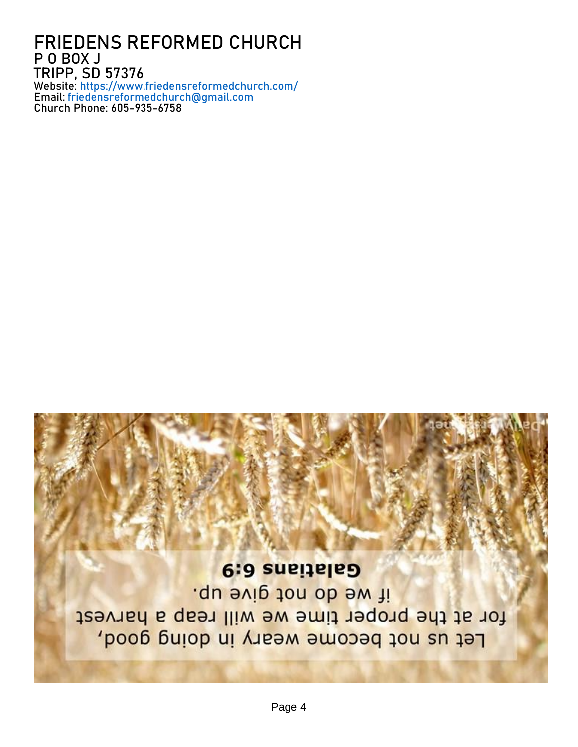# FRIEDENS REFORMED CHURCH

**P O BOX J**

**TRIPP, SD 57376**

**Website:** https://www.friedensreformedchurch.com/

**Email:** friedensreformedchurch@gmail.com

**Church Phone: 605-935-6758**

Let us not become weary in doing good,
for at the proper time we will reap a harvest
if we do not give up.

**Galatians 6:9**